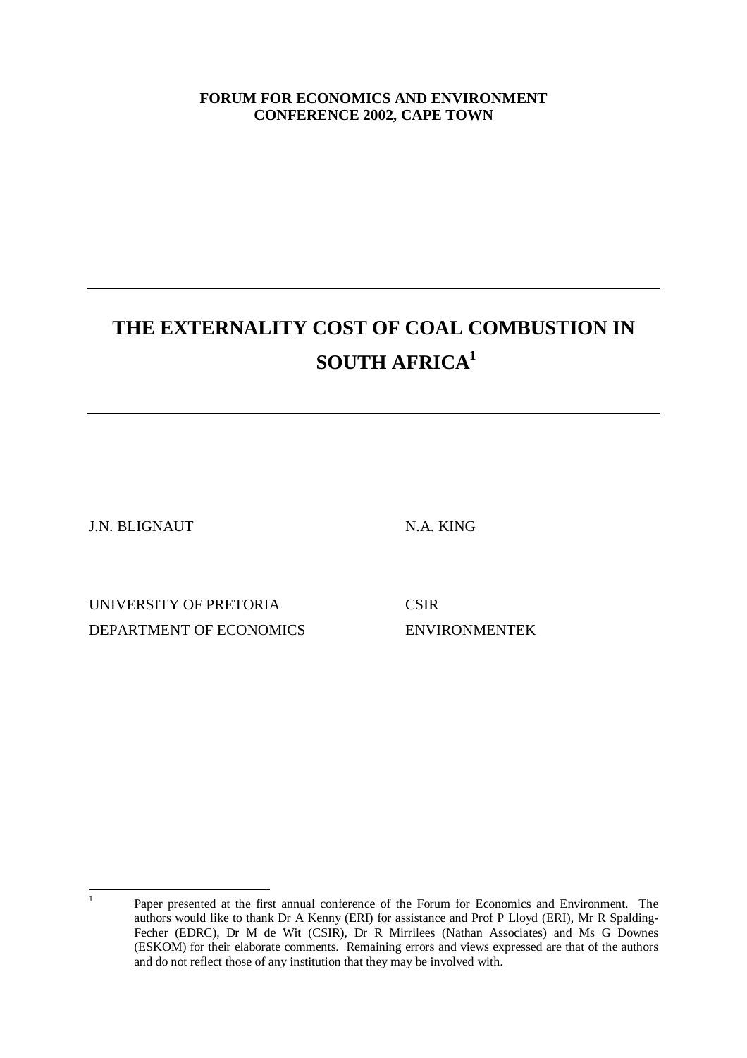**FORUM FOR ECONOMICS AND ENVIRONMENT**
**CONFERENCE 2002, CAPE TOWN**

# THE EXTERNALITY COST OF COAL COMBUSTION IN SOUTH AFRICA[1]

J.N. BLIGNAUT

UNIVERSITY OF PRETORIA
DEPARTMENT OF ECONOMICS

N.A. KING

CSIR
ENVIRONMENTEK

---

[1] Paper presented at the first annual conference of the Forum for Economics and Environment. The authors would like to thank Dr A Kenny (ERI) for assistance and Prof P Lloyd (ERI), Mr R Spalding-Fecher (EDRC), Dr M de Wit (CSIR), Dr R Mirrilees (Nathan Associates) and Ms G Downes (ESKOM) for their elaborate comments. Remaining errors and views expressed are that of the authors and do not reflect those of any institution that they may be involved with.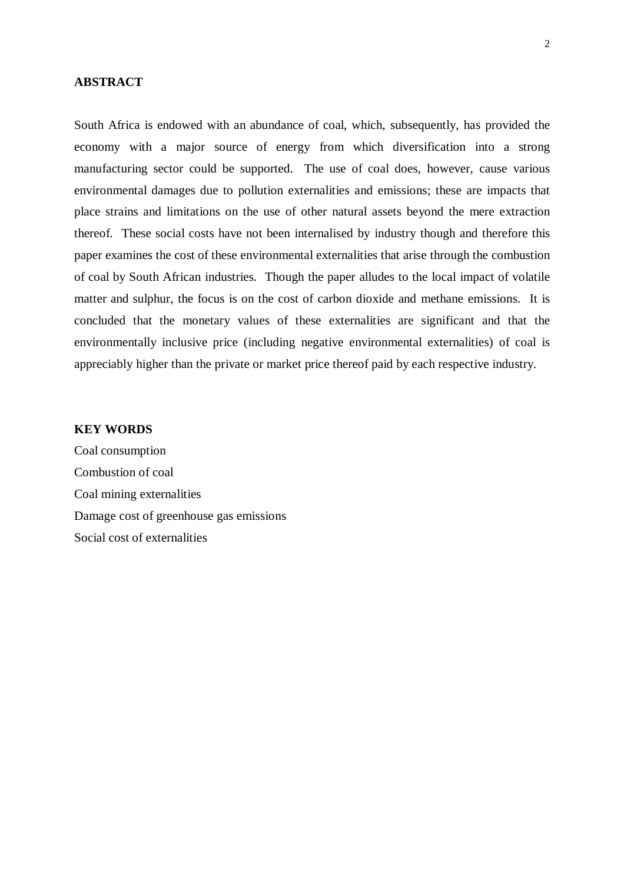## ABSTRACT

South Africa is endowed with an abundance of coal, which, subsequently, has provided the economy with a major source of energy from which diversification into a strong manufacturing sector could be supported. The use of coal does, however, cause various environmental damages due to pollution externalities and emissions; these are impacts that place strains and limitations on the use of other natural assets beyond the mere extraction thereof. These social costs have not been internalised by industry though and therefore this paper examines the cost of these environmental externalities that arise through the combustion of coal by South African industries. Though the paper alludes to the local impact of volatile matter and sulphur, the focus is on the cost of carbon dioxide and methane emissions. It is concluded that the monetary values of these externalities are significant and that the environmentally inclusive price (including negative environmental externalities) of coal is appreciably higher than the private or market price thereof paid by each respective industry.

## KEY WORDS

Coal consumption
Combustion of coal
Coal mining externalities
Damage cost of greenhouse gas emissions
Social cost of externalities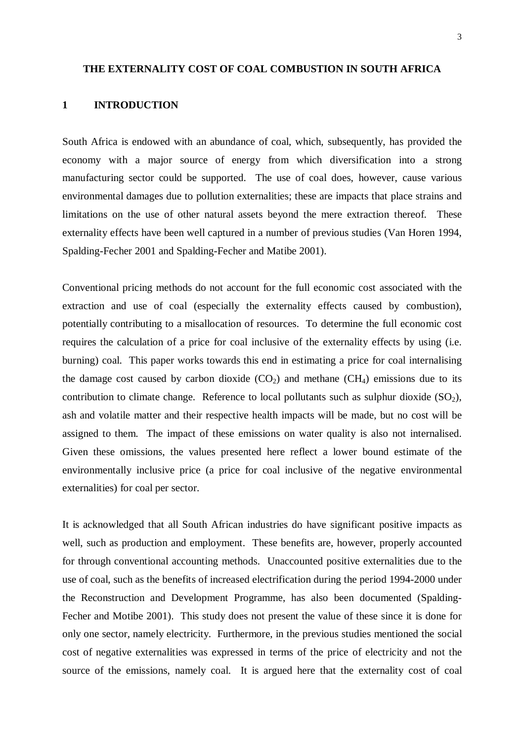# THE EXTERNALITY COST OF COAL COMBUSTION IN SOUTH AFRICA

## 1 INTRODUCTION

South Africa is endowed with an abundance of coal, which, subsequently, has provided the economy with a major source of energy from which diversification into a strong manufacturing sector could be supported. The use of coal does, however, cause various environmental damages due to pollution externalities; these are impacts that place strains and limitations on the use of other natural assets beyond the mere extraction thereof. These externality effects have been well captured in a number of previous studies (Van Horen 1994, Spalding-Fecher 2001 and Spalding-Fecher and Matibe 2001).

Conventional pricing methods do not account for the full economic cost associated with the extraction and use of coal (especially the externality effects caused by combustion), potentially contributing to a misallocation of resources. To determine the full economic cost requires the calculation of a price for coal inclusive of the externality effects by using (i.e. burning) coal. This paper works towards this end in estimating a price for coal internalising the damage cost caused by carbon dioxide ($CO_2$) and methane ($CH_4$) emissions due to its contribution to climate change. Reference to local pollutants such as sulphur dioxide ($SO_2$), ash and volatile matter and their respective health impacts will be made, but no cost will be assigned to them. The impact of these emissions on water quality is also not internalised. Given these omissions, the values presented here reflect a lower bound estimate of the environmentally inclusive price (a price for coal inclusive of the negative environmental externalities) for coal per sector.

It is acknowledged that all South African industries do have significant positive impacts as well, such as production and employment. These benefits are, however, properly accounted for through conventional accounting methods. Unaccounted positive externalities due to the use of coal, such as the benefits of increased electrification during the period 1994-2000 under the Reconstruction and Development Programme, has also been documented (Spalding-Fecher and Motibe 2001). This study does not present the value of these since it is done for only one sector, namely electricity. Furthermore, in the previous studies mentioned the social cost of negative externalities was expressed in terms of the price of electricity and not the source of the emissions, namely coal. It is argued here that the externality cost of coal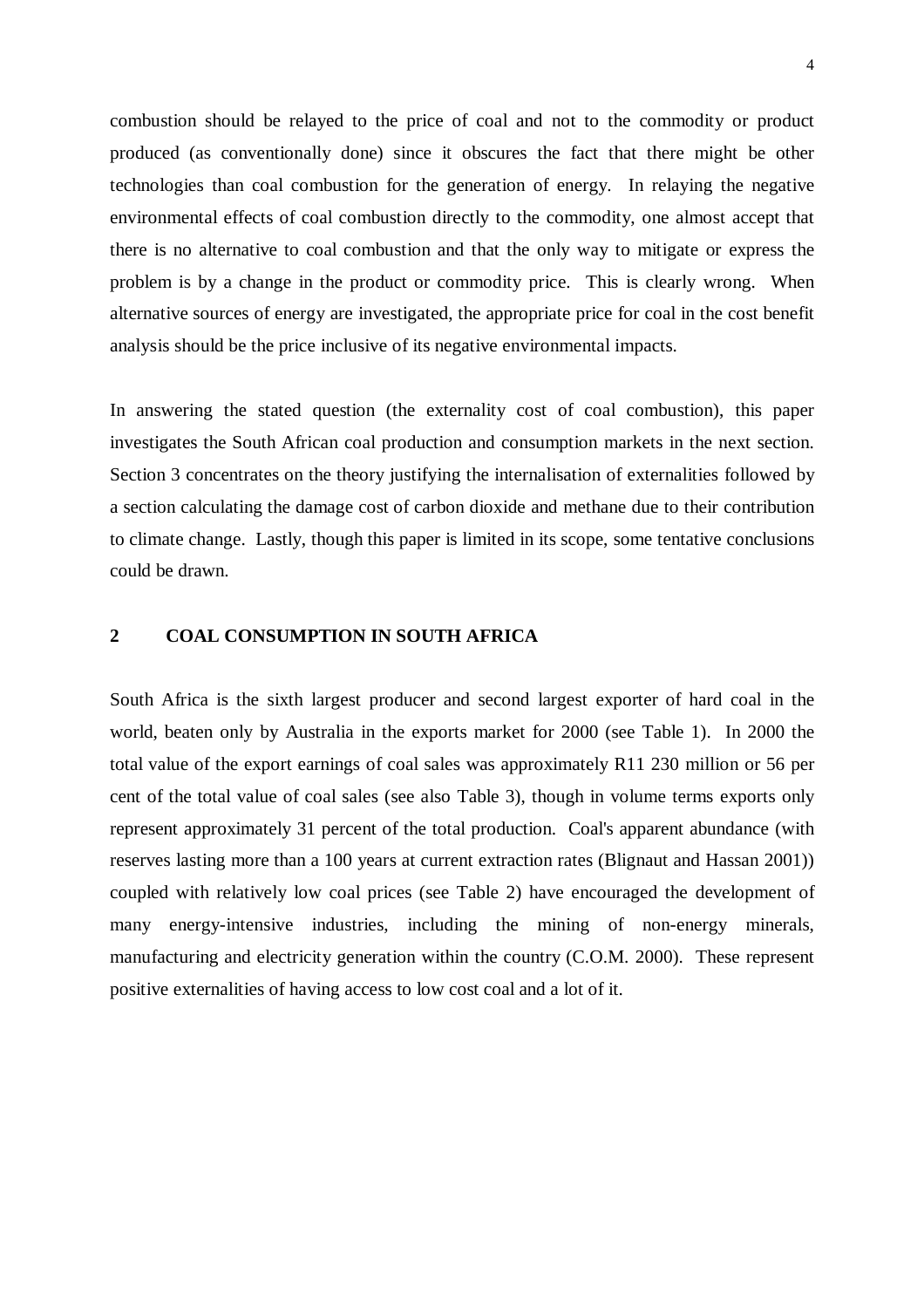combustion should be relayed to the price of coal and not to the commodity or product produced (as conventionally done) since it obscures the fact that there might be other technologies than coal combustion for the generation of energy. In relaying the negative environmental effects of coal combustion directly to the commodity, one almost accept that there is no alternative to coal combustion and that the only way to mitigate or express the problem is by a change in the product or commodity price. This is clearly wrong. When alternative sources of energy are investigated, the appropriate price for coal in the cost benefit analysis should be the price inclusive of its negative environmental impacts.

In answering the stated question (the externality cost of coal combustion), this paper investigates the South African coal production and consumption markets in the next section. Section 3 concentrates on the theory justifying the internalisation of externalities followed by a section calculating the damage cost of carbon dioxide and methane due to their contribution to climate change. Lastly, though this paper is limited in its scope, some tentative conclusions could be drawn.

## 2 COAL CONSUMPTION IN SOUTH AFRICA

South Africa is the sixth largest producer and second largest exporter of hard coal in the world, beaten only by Australia in the exports market for 2000 (see Table 1). In 2000 the total value of the export earnings of coal sales was approximately R11 230 million or 56 per cent of the total value of coal sales (see also Table 3), though in volume terms exports only represent approximately 31 percent of the total production. Coal's apparent abundance (with reserves lasting more than a 100 years at current extraction rates (Blignaut and Hassan 2001)) coupled with relatively low coal prices (see Table 2) have encouraged the development of many energy-intensive industries, including the mining of non-energy minerals, manufacturing and electricity generation within the country (C.O.M. 2000). These represent positive externalities of having access to low cost coal and a lot of it.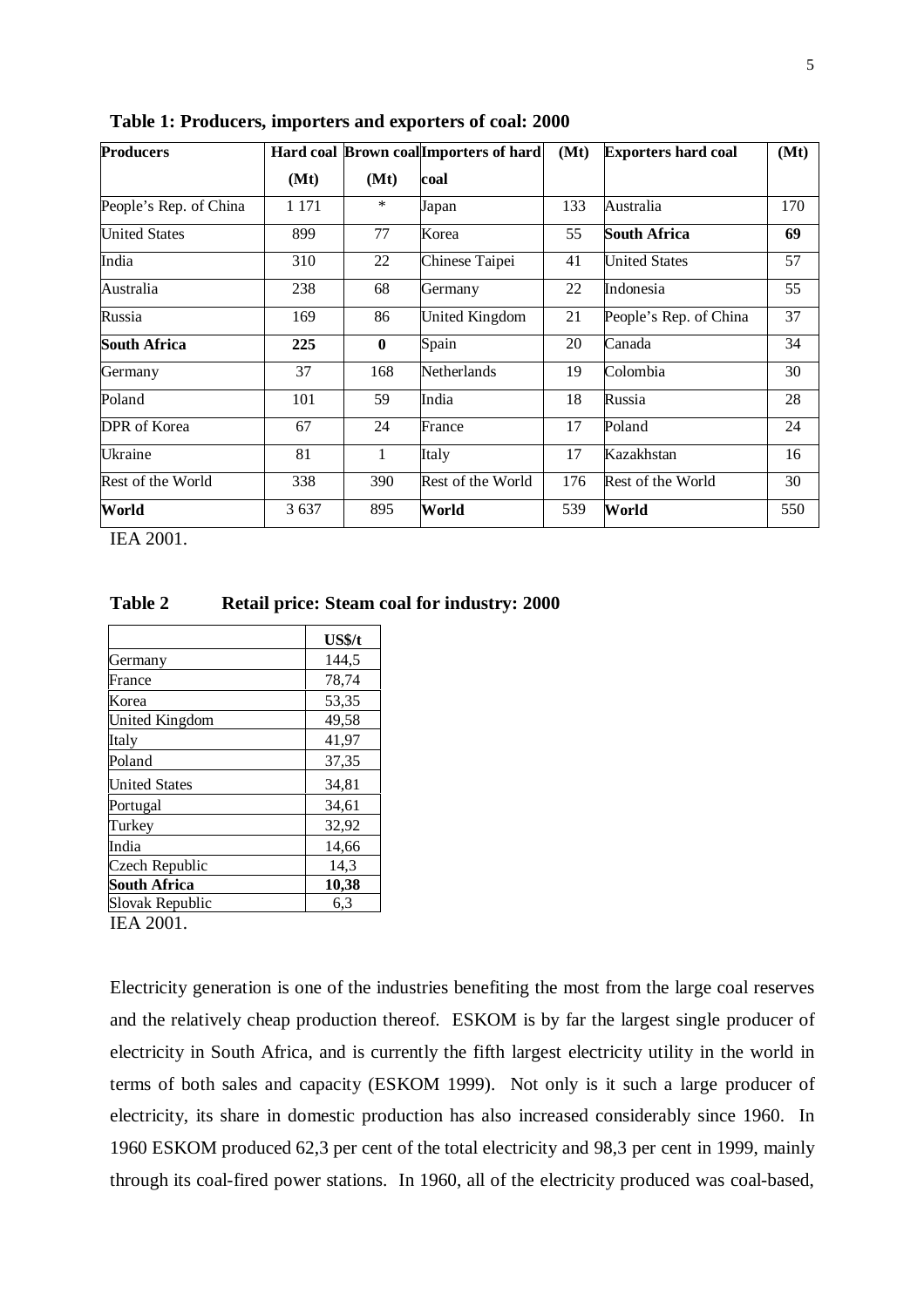**Table 1: Producers, importers and exporters of coal: 2000**

| Producers | Hard coal (Mt) | Brown coal (Mt) | Importers of hard coal | (Mt) | Exporters hard coal | (Mt) |
|---|---|---|---|---|---|---|
| People's Rep. of China | 1 171 | * | Japan | 133 | Australia | 170 |
| United States | 899 | 77 | Korea | 55 | **South Africa** | **69** |
| India | 310 | 22 | Chinese Taipei | 41 | United States | 57 |
| Australia | 238 | 68 | Germany | 22 | Indonesia | 55 |
| Russia | 169 | 86 | United Kingdom | 21 | People's Rep. of China | 37 |
| **South Africa** | **225** | **0** | Spain | 20 | Canada | 34 |
| Germany | 37 | 168 | Netherlands | 19 | Colombia | 30 |
| Poland | 101 | 59 | India | 18 | Russia | 28 |
| DPR of Korea | 67 | 24 | France | 17 | Poland | 24 |
| Ukraine | 81 | 1 | Italy | 17 | Kazakhstan | 16 |
| Rest of the World | 338 | 390 | Rest of the World | 176 | Rest of the World | 30 |
| **World** | 3 637 | 895 | **World** | 539 | **World** | 550 |

IEA 2001.

**Table 2 Retail price: Steam coal for industry: 2000**

| | US$/t |
|---|---|
| Germany | 144,5 |
| France | 78,74 |
| Korea | 53,35 |
| United Kingdom | 49,58 |
| Italy | 41,97 |
| Poland | 37,35 |
| United States | 34,81 |
| Portugal | 34,61 |
| Turkey | 32,92 |
| India | 14,66 |
| Czech Republic | 14,3 |
| **South Africa** | **10,38** |
| Slovak Republic | 6,3 |

IEA 2001.

Electricity generation is one of the industries benefiting the most from the large coal reserves and the relatively cheap production thereof. ESKOM is by far the largest single producer of electricity in South Africa, and is currently the fifth largest electricity utility in the world in terms of both sales and capacity (ESKOM 1999). Not only is it such a large producer of electricity, its share in domestic production has also increased considerably since 1960. In 1960 ESKOM produced 62,3 per cent of the total electricity and 98,3 per cent in 1999, mainly through its coal-fired power stations. In 1960, all of the electricity produced was coal-based,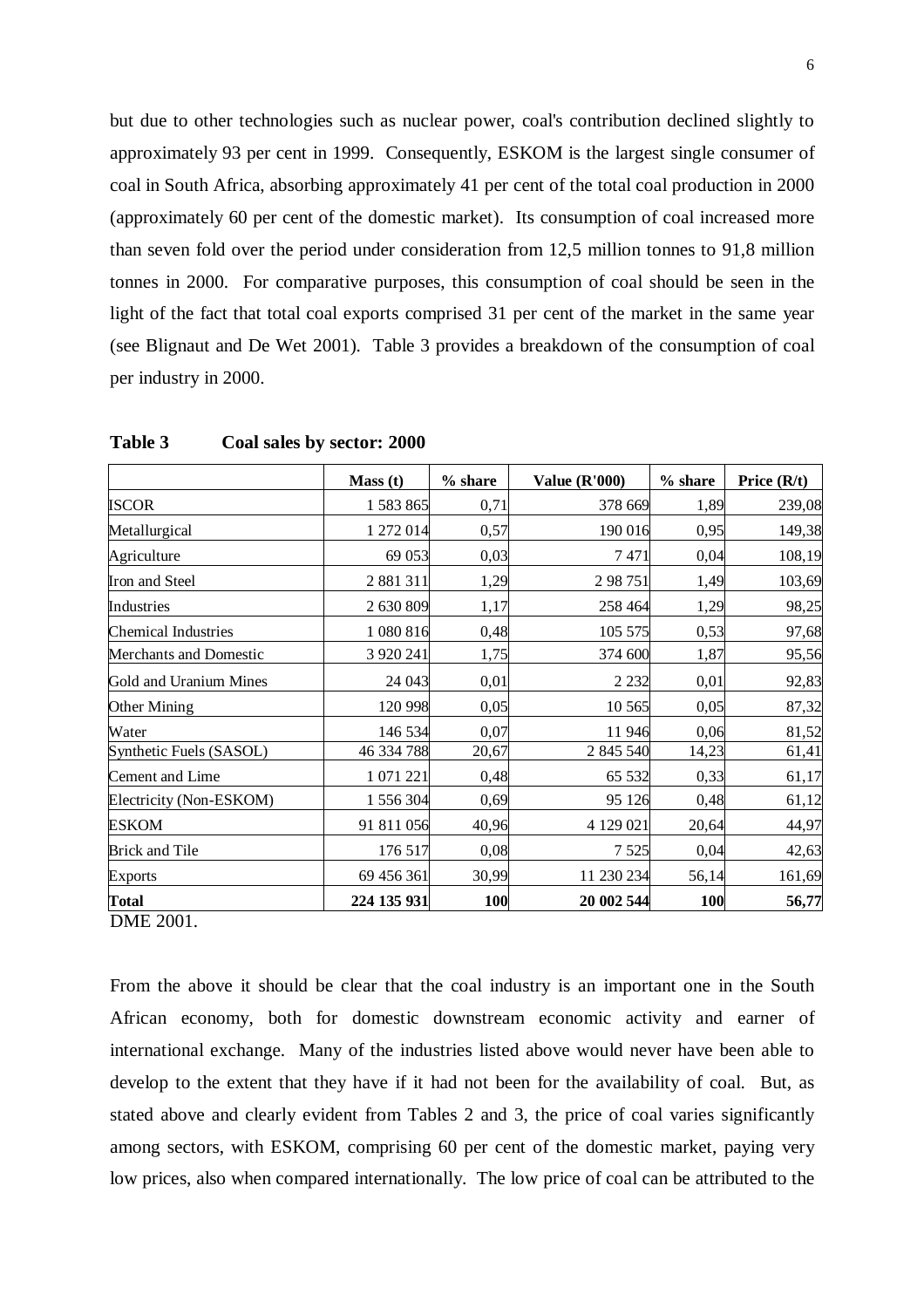but due to other technologies such as nuclear power, coal's contribution declined slightly to approximately 93 per cent in 1999. Consequently, ESKOM is the largest single consumer of coal in South Africa, absorbing approximately 41 per cent of the total coal production in 2000 (approximately 60 per cent of the domestic market). Its consumption of coal increased more than seven fold over the period under consideration from 12,5 million tonnes to 91,8 million tonnes in 2000. For comparative purposes, this consumption of coal should be seen in the light of the fact that total coal exports comprised 31 per cent of the market in the same year (see Blignaut and De Wet 2001). Table 3 provides a breakdown of the consumption of coal per industry in 2000.

**Table 3 Coal sales by sector: 2000**

| | Mass (t) | % share | Value (R'000) | % share | Price (R/t) |
|---|---|---|---|---|---|
| ISCOR | 1 583 865 | 0,71 | 378 669 | 1,89 | 239,08 |
| Metallurgical | 1 272 014 | 0,57 | 190 016 | 0,95 | 149,38 |
| Agriculture | 69 053 | 0,03 | 7 471 | 0,04 | 108,19 |
| Iron and Steel | 2 881 311 | 1,29 | 2 98 751 | 1,49 | 103,69 |
| Industries | 2 630 809 | 1,17 | 258 464 | 1,29 | 98,25 |
| Chemical Industries | 1 080 816 | 0,48 | 105 575 | 0,53 | 97,68 |
| Merchants and Domestic | 3 920 241 | 1,75 | 374 600 | 1,87 | 95,56 |
| Gold and Uranium Mines | 24 043 | 0,01 | 2 232 | 0,01 | 92,83 |
| Other Mining | 120 998 | 0,05 | 10 565 | 0,05 | 87,32 |
| Water | 146 534 | 0,07 | 11 946 | 0,06 | 81,52 |
| Synthetic Fuels (SASOL) | 46 334 788 | 20,67 | 2 845 540 | 14,23 | 61,41 |
| Cement and Lime | 1 071 221 | 0,48 | 65 532 | 0,33 | 61,17 |
| Electricity (Non-ESKOM) | 1 556 304 | 0,69 | 95 126 | 0,48 | 61,12 |
| ESKOM | 91 811 056 | 40,96 | 4 129 021 | 20,64 | 44,97 |
| Brick and Tile | 176 517 | 0,08 | 7 525 | 0,04 | 42,63 |
| Exports | 69 456 361 | 30,99 | 11 230 234 | 56,14 | 161,69 |
| **Total** | **224 135 931** | **100** | **20 002 544** | **100** | **56,77** |

DME 2001.

From the above it should be clear that the coal industry is an important one in the South African economy, both for domestic downstream economic activity and earner of international exchange. Many of the industries listed above would never have been able to develop to the extent that they have if it had not been for the availability of coal. But, as stated above and clearly evident from Tables 2 and 3, the price of coal varies significantly among sectors, with ESKOM, comprising 60 per cent of the domestic market, paying very low prices, also when compared internationally. The low price of coal can be attributed to the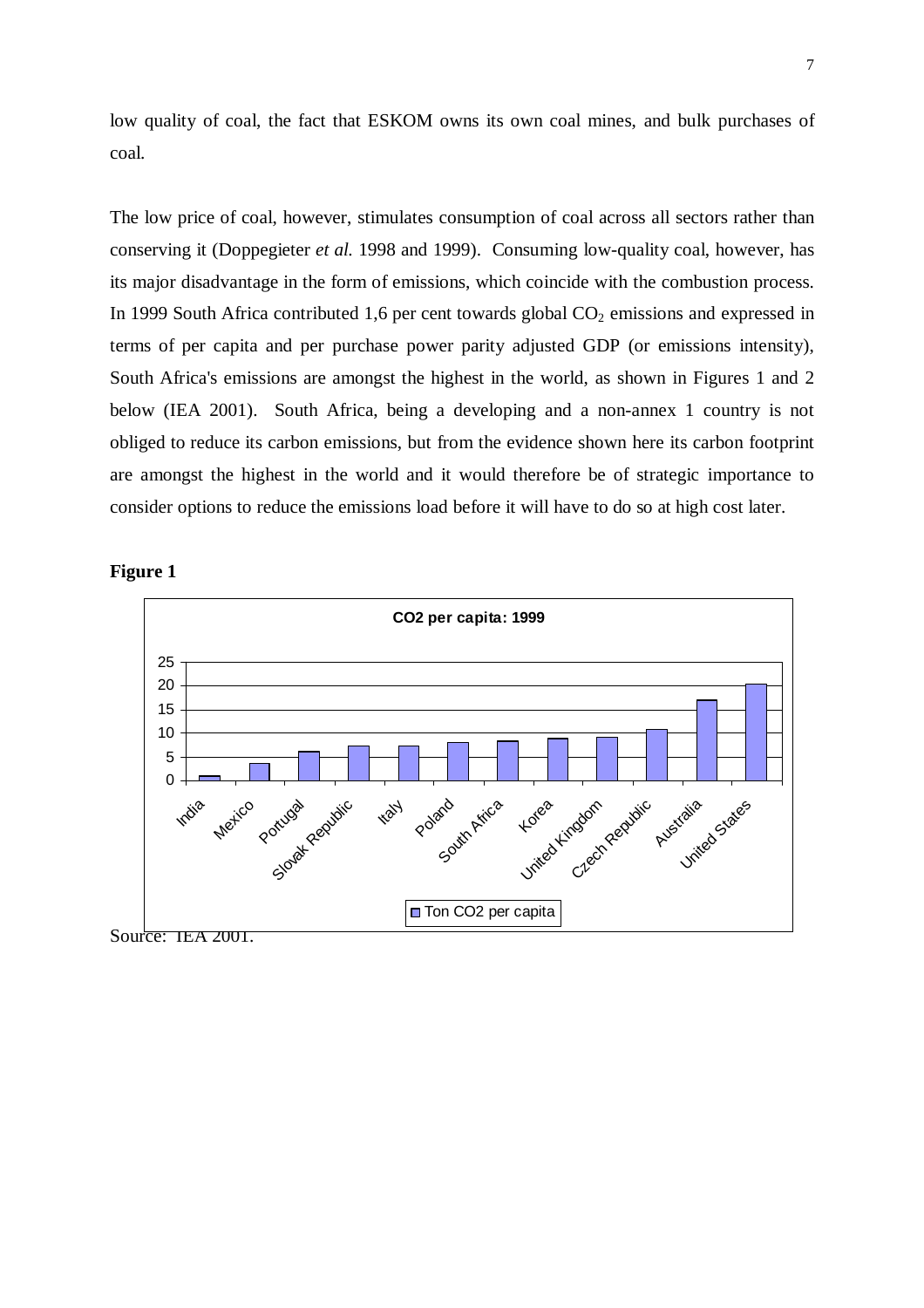low quality of coal, the fact that ESKOM owns its own coal mines, and bulk purchases of coal.

The low price of coal, however, stimulates consumption of coal across all sectors rather than conserving it (Doppegieter *et al.* 1998 and 1999). Consuming low-quality coal, however, has its major disadvantage in the form of emissions, which coincide with the combustion process. In 1999 South Africa contributed 1,6 per cent towards global $CO_2$ emissions and expressed in terms of per capita and per purchase power parity adjusted GDP (or emissions intensity), South Africa's emissions are amongst the highest in the world, as shown in Figures 1 and 2 below (IEA 2001). South Africa, being a developing and a non-annex 1 country is not obliged to reduce its carbon emissions, but from the evidence shown here its carbon footprint are amongst the highest in the world and it would therefore be of strategic importance to consider options to reduce the emissions load before it will have to do so at high cost later.

**Figure 1**

**CO2 per capita: 1999**

| Country | Ton CO2 per capita |
|---|---|
| India | 1 |
| Mexico | 3.7 |
| Portugal | 6.1 |
| Slovak Republic | 7.3 |
| Italy | 7.3 |
| Poland | 8 |
| South Africa | 8.3 |
| Korea | 8.8 |
| United Kingdom | 9.1 |
| Czech Republic | 10.8 |
| Australia | 16.9 |
| United States | 20.3 |

Source: IEA 2001.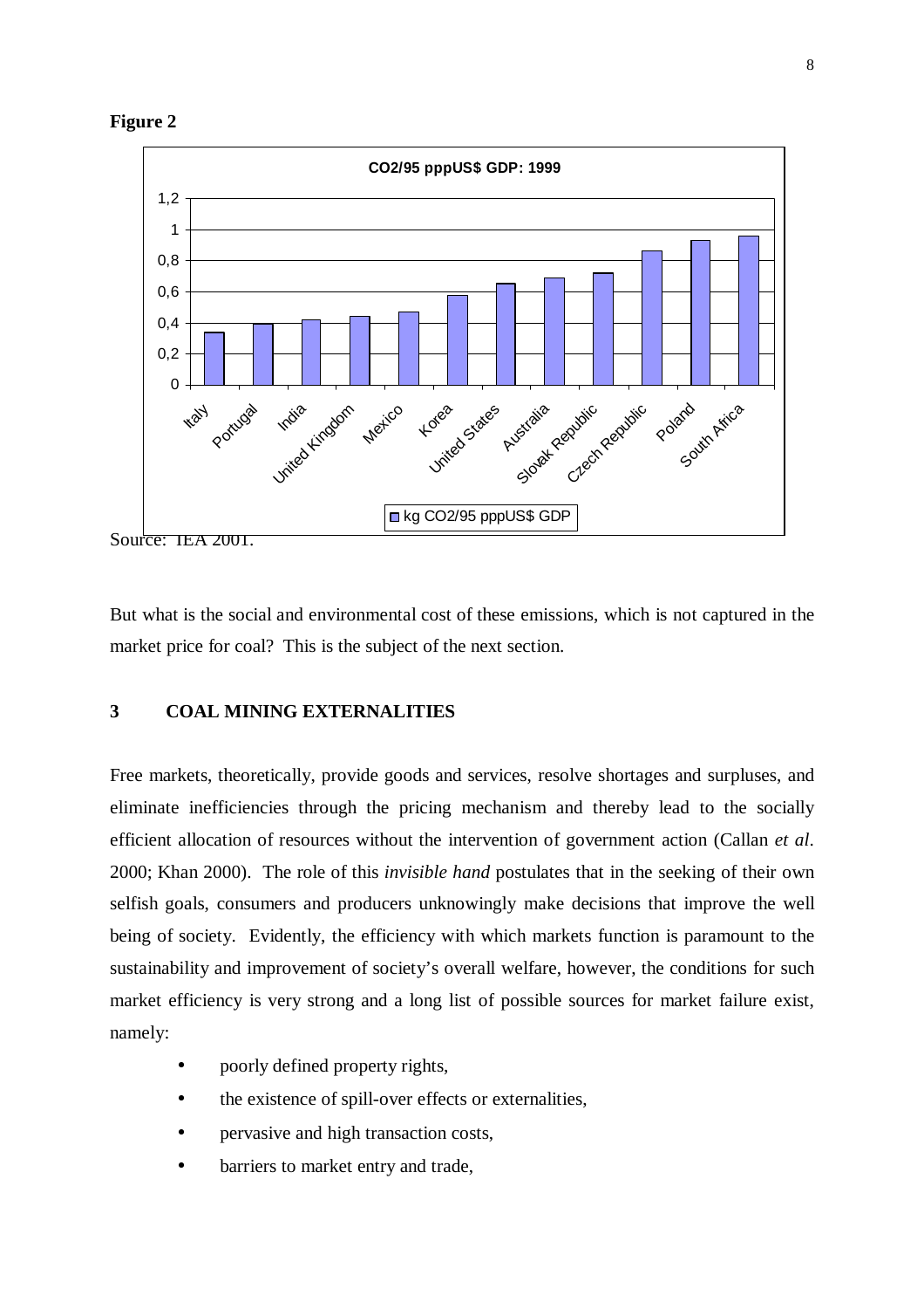**Figure 2**

Source: IEA 2001.

But what is the social and environmental cost of these emissions, which is not captured in the market price for coal? This is the subject of the next section.

## 3 COAL MINING EXTERNALITIES

Free markets, theoretically, provide goods and services, resolve shortages and surpluses, and eliminate inefficiencies through the pricing mechanism and thereby lead to the socially efficient allocation of resources without the intervention of government action (Callan *et al*. 2000; Khan 2000). The role of this *invisible hand* postulates that in the seeking of their own selfish goals, consumers and producers unknowingly make decisions that improve the well being of society. Evidently, the efficiency with which markets function is paramount to the sustainability and improvement of society's overall welfare, however, the conditions for such market efficiency is very strong and a long list of possible sources for market failure exist, namely:

- poorly defined property rights,
- the existence of spill-over effects or externalities,
- pervasive and high transaction costs,
- barriers to market entry and trade,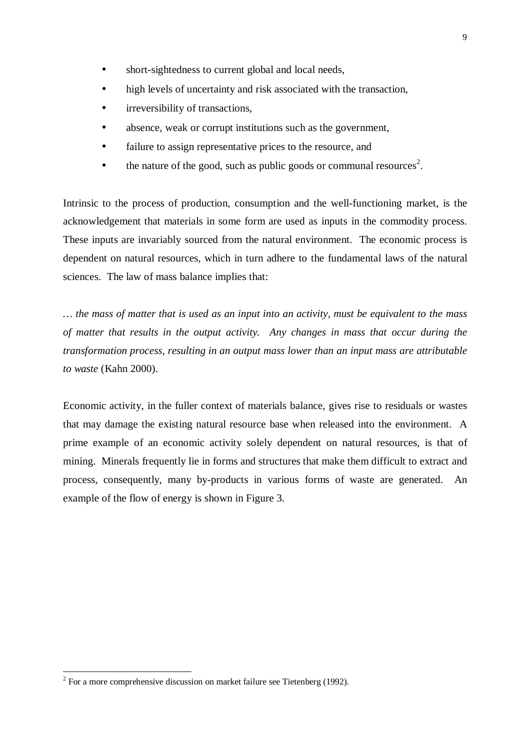- short-sightedness to current global and local needs,
- high levels of uncertainty and risk associated with the transaction,
- irreversibility of transactions,
- absence, weak or corrupt institutions such as the government,
- failure to assign representative prices to the resource, and
- the nature of the good, such as public goods or communal resources[2].

Intrinsic to the process of production, consumption and the well-functioning market, is the acknowledgement that materials in some form are used as inputs in the commodity process. These inputs are invariably sourced from the natural environment. The economic process is dependent on natural resources, which in turn adhere to the fundamental laws of the natural sciences. The law of mass balance implies that:

*… the mass of matter that is used as an input into an activity, must be equivalent to the mass of matter that results in the output activity. Any changes in mass that occur during the transformation process, resulting in an output mass lower than an input mass are attributable to waste* (Kahn 2000).

Economic activity, in the fuller context of materials balance, gives rise to residuals or wastes that may damage the existing natural resource base when released into the environment. A prime example of an economic activity solely dependent on natural resources, is that of mining. Minerals frequently lie in forms and structures that make them difficult to extract and process, consequently, many by-products in various forms of waste are generated. An example of the flow of energy is shown in Figure 3.

[2] For a more comprehensive discussion on market failure see Tietenberg (1992).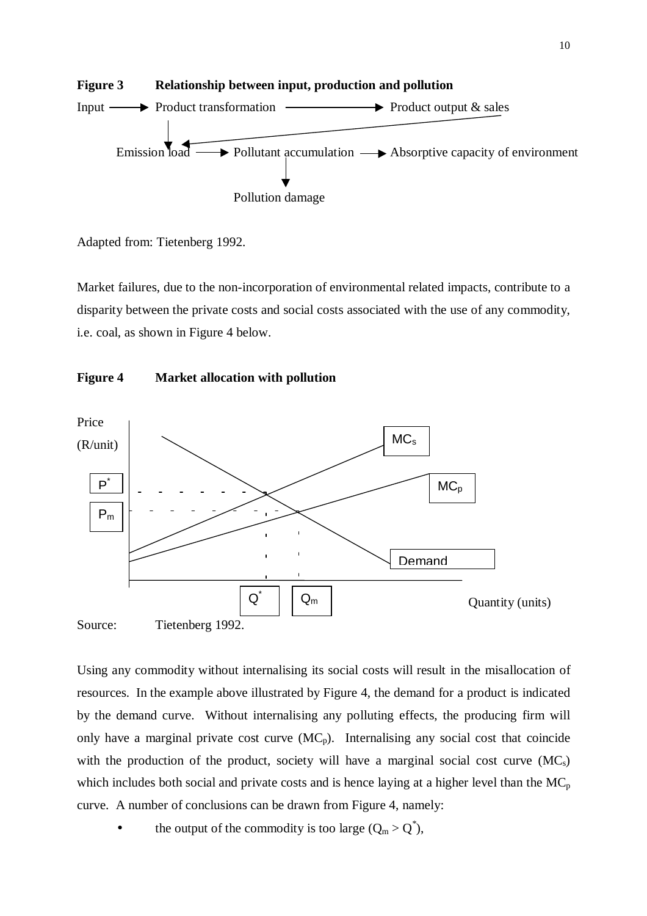**Figure 3 Relationship between input, production and pollution**

Input → Product transformation → Product output & sales

Emission load → Pollutant accumulation → Absorptive capacity of environment

Pollution damage

Adapted from: Tietenberg 1992.

Market failures, due to the non-incorporation of environmental related impacts, contribute to a disparity between the private costs and social costs associated with the use of any commodity, i.e. coal, as shown in Figure 4 below.

**Figure 4 Market allocation with pollution**

Price (R/unit)

$P^*$

$P_m$

$MC_s$

$MC_p$

Demand

$Q^*$ $Q_m$ Quantity (units)

Source: Tietenberg 1992.

Using any commodity without internalising its social costs will result in the misallocation of resources. In the example above illustrated by Figure 4, the demand for a product is indicated by the demand curve. Without internalising any polluting effects, the producing firm will only have a marginal private cost curve ($MC_p$). Internalising any social cost that coincide with the production of the product, society will have a marginal social cost curve ($MC_s$) which includes both social and private costs and is hence laying at a higher level than the $MC_p$ curve. A number of conclusions can be drawn from Figure 4, namely:

- the output of the commodity is too large ($Q_m > Q^*$),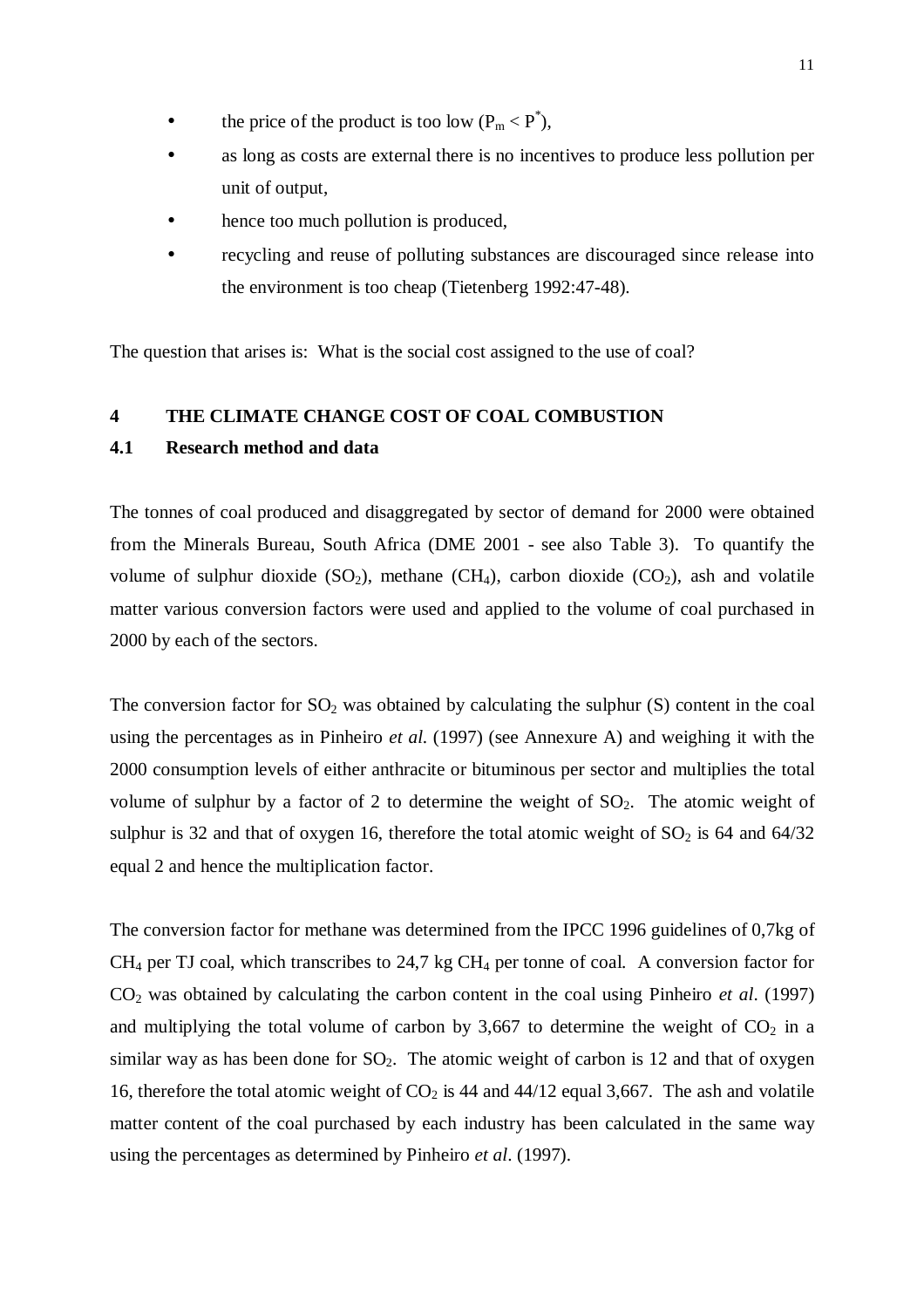- the price of the product is too low ($P_m < P^*$),
- as long as costs are external there is no incentives to produce less pollution per unit of output,
- hence too much pollution is produced,
- recycling and reuse of polluting substances are discouraged since release into the environment is too cheap (Tietenberg 1992:47-48).

The question that arises is: What is the social cost assigned to the use of coal?

## 4 THE CLIMATE CHANGE COST OF COAL COMBUSTION

### 4.1 Research method and data

The tonnes of coal produced and disaggregated by sector of demand for 2000 were obtained from the Minerals Bureau, South Africa (DME 2001 - see also Table 3). To quantify the volume of sulphur dioxide ($SO_2$), methane ($CH_4$), carbon dioxide ($CO_2$), ash and volatile matter various conversion factors were used and applied to the volume of coal purchased in 2000 by each of the sectors.

The conversion factor for $SO_2$ was obtained by calculating the sulphur (S) content in the coal using the percentages as in Pinheiro *et al.* (1997) (see Annexure A) and weighing it with the 2000 consumption levels of either anthracite or bituminous per sector and multiplies the total volume of sulphur by a factor of 2 to determine the weight of $SO_2$. The atomic weight of sulphur is 32 and that of oxygen 16, therefore the total atomic weight of $SO_2$ is 64 and 64/32 equal 2 and hence the multiplication factor.

The conversion factor for methane was determined from the IPCC 1996 guidelines of 0,7kg of $CH_4$ per TJ coal, which transcribes to 24,7 kg $CH_4$ per tonne of coal. A conversion factor for $CO_2$ was obtained by calculating the carbon content in the coal using Pinheiro *et al*. (1997) and multiplying the total volume of carbon by 3,667 to determine the weight of $CO_2$ in a similar way as has been done for $SO_2$. The atomic weight of carbon is 12 and that of oxygen 16, therefore the total atomic weight of $CO_2$ is 44 and 44/12 equal 3,667. The ash and volatile matter content of the coal purchased by each industry has been calculated in the same way using the percentages as determined by Pinheiro *et al*. (1997).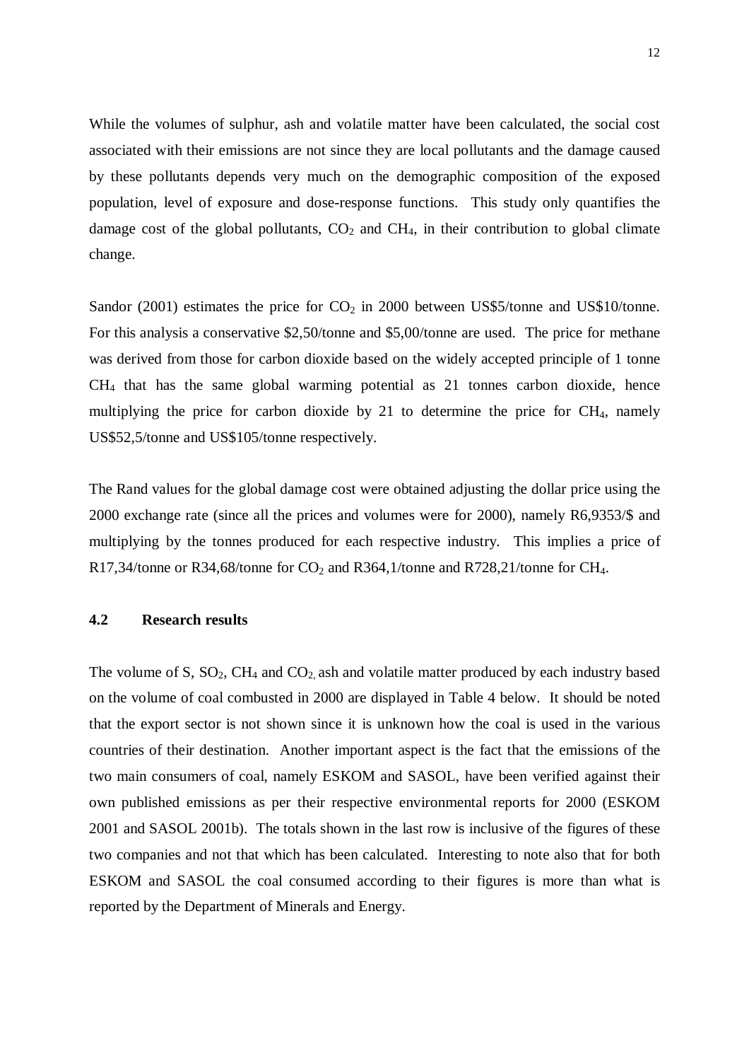While the volumes of sulphur, ash and volatile matter have been calculated, the social cost associated with their emissions are not since they are local pollutants and the damage caused by these pollutants depends very much on the demographic composition of the exposed population, level of exposure and dose-response functions. This study only quantifies the damage cost of the global pollutants, $CO_2$ and $CH_4$, in their contribution to global climate change.

Sandor (2001) estimates the price for $CO_2$ in 2000 between US$5/tonne and US$10/tonne. For this analysis a conservative $2,50/tonne and $5,00/tonne are used. The price for methane was derived from those for carbon dioxide based on the widely accepted principle of 1 tonne $CH_4$ that has the same global warming potential as 21 tonnes carbon dioxide, hence multiplying the price for carbon dioxide by 21 to determine the price for $CH_4$, namely US$52,5/tonne and US$105/tonne respectively.

The Rand values for the global damage cost were obtained adjusting the dollar price using the 2000 exchange rate (since all the prices and volumes were for 2000), namely R6,9353/$ and multiplying by the tonnes produced for each respective industry. This implies a price of R17,34/tonne or R34,68/tonne for $CO_2$ and R364,1/tonne and R728,21/tonne for $CH_4$.

## 4.2 Research results

The volume of S, $SO_2$, $CH_4$ and $CO_2$, ash and volatile matter produced by each industry based on the volume of coal combusted in 2000 are displayed in Table 4 below. It should be noted that the export sector is not shown since it is unknown how the coal is used in the various countries of their destination. Another important aspect is the fact that the emissions of the two main consumers of coal, namely ESKOM and SASOL, have been verified against their own published emissions as per their respective environmental reports for 2000 (ESKOM 2001 and SASOL 2001b). The totals shown in the last row is inclusive of the figures of these two companies and not that which has been calculated. Interesting to note also that for both ESKOM and SASOL the coal consumed according to their figures is more than what is reported by the Department of Minerals and Energy.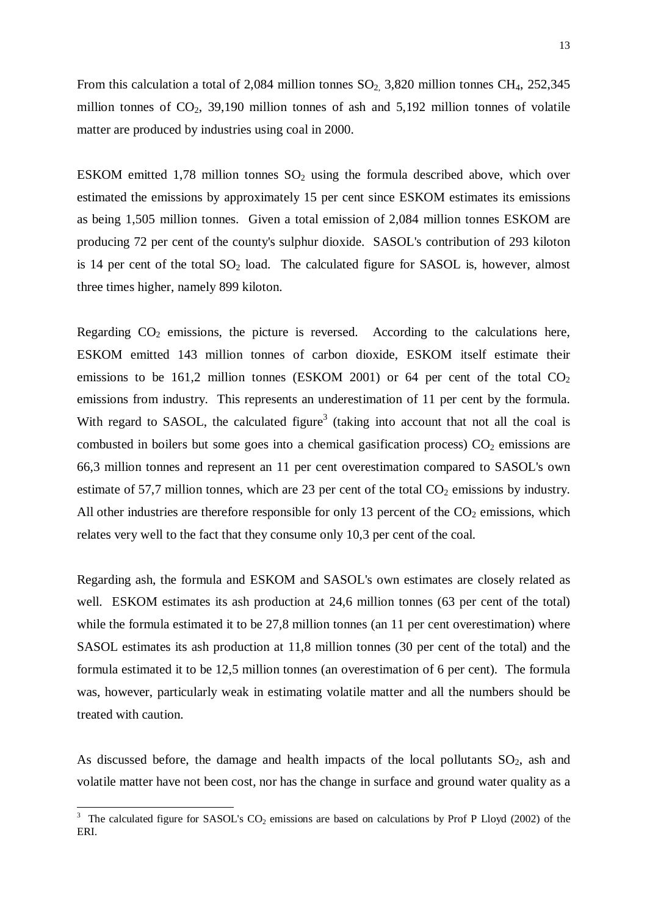From this calculation a total of 2,084 million tonnes $SO_2$, 3,820 million tonnes $CH_4$, 252,345 million tonnes of $CO_2$, 39,190 million tonnes of ash and 5,192 million tonnes of volatile matter are produced by industries using coal in 2000.

ESKOM emitted 1,78 million tonnes $SO_2$ using the formula described above, which over estimated the emissions by approximately 15 per cent since ESKOM estimates its emissions as being 1,505 million tonnes. Given a total emission of 2,084 million tonnes ESKOM are producing 72 per cent of the county's sulphur dioxide. SASOL's contribution of 293 kiloton is 14 per cent of the total $SO_2$ load. The calculated figure for SASOL is, however, almost three times higher, namely 899 kiloton.

Regarding $CO_2$ emissions, the picture is reversed. According to the calculations here, ESKOM emitted 143 million tonnes of carbon dioxide, ESKOM itself estimate their emissions to be 161,2 million tonnes (ESKOM 2001) or 64 per cent of the total $CO_2$ emissions from industry. This represents an underestimation of 11 per cent by the formula. With regard to SASOL, the calculated figure[3] (taking into account that not all the coal is combusted in boilers but some goes into a chemical gasification process) $CO_2$ emissions are 66,3 million tonnes and represent an 11 per cent overestimation compared to SASOL's own estimate of 57,7 million tonnes, which are 23 per cent of the total $CO_2$ emissions by industry. All other industries are therefore responsible for only 13 percent of the $CO_2$ emissions, which relates very well to the fact that they consume only 10,3 per cent of the coal.

Regarding ash, the formula and ESKOM and SASOL's own estimates are closely related as well. ESKOM estimates its ash production at 24,6 million tonnes (63 per cent of the total) while the formula estimated it to be 27,8 million tonnes (an 11 per cent overestimation) where SASOL estimates its ash production at 11,8 million tonnes (30 per cent of the total) and the formula estimated it to be 12,5 million tonnes (an overestimation of 6 per cent). The formula was, however, particularly weak in estimating volatile matter and all the numbers should be treated with caution.

As discussed before, the damage and health impacts of the local pollutants $SO_2$, ash and volatile matter have not been cost, nor has the change in surface and ground water quality as a

[3] The calculated figure for SASOL's $CO_2$ emissions are based on calculations by Prof P Lloyd (2002) of the ERI.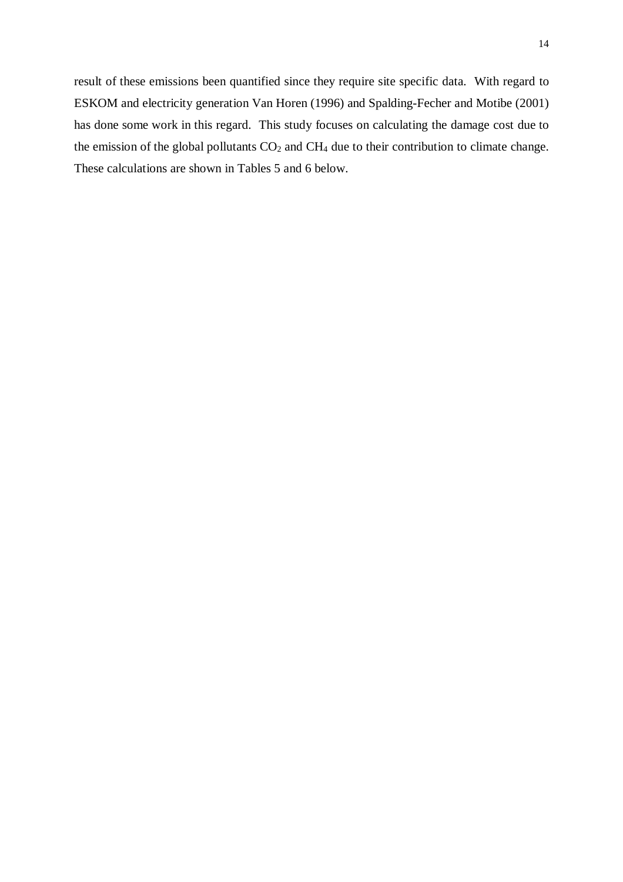result of these emissions been quantified since they require site specific data. With regard to ESKOM and electricity generation Van Horen (1996) and Spalding-Fecher and Motibe (2001) has done some work in this regard. This study focuses on calculating the damage cost due to the emission of the global pollutants $CO_2$ and $CH_4$ due to their contribution to climate change. These calculations are shown in Tables 5 and 6 below.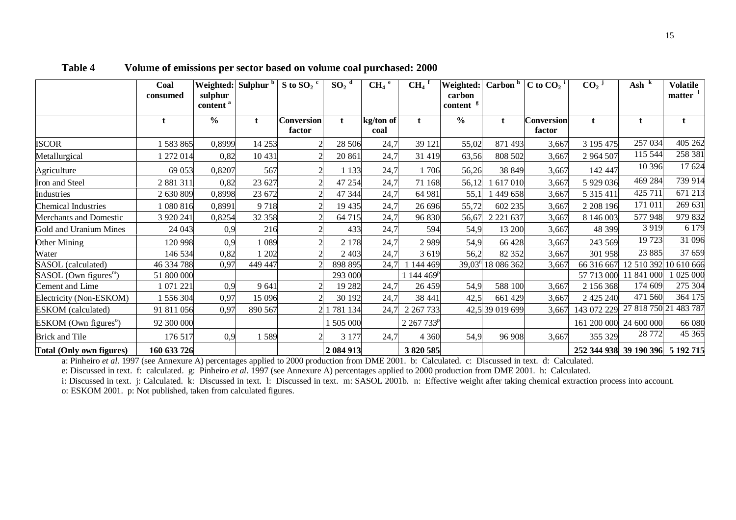**Table 4 Volume of emissions per sector based on volume coal purchased: 2000**

| | Coal consumed | Weighted: sulphur content [a] | Sulphur [b] | S to $SO_2$ [c] | $SO_2$ [d] | $CH_4$ [e] | $CH_4$ [f] | Weighted: carbon content [g] | Carbon [h] | C to $CO_2$ [i] | $CO_2$ [j] | Ash [k] | Volatile matter [l] |
|---|---|---|---|---|---|---|---|---|---|---|---|---|---|
| | t | % | t | Conversion factor | t | kg/ton of coal | t | % | t | Conversion factor | t | t | t |
| ISCOR | 1 583 865 | 0,8999 | 14 253 | 2 | 28 506 | 24,7 | 39 121 | 55,02 | 871 493 | 3,667 | 3 195 475 | 257 034 | 405 262 |
| Metallurgical | 1 272 014 | 0,82 | 10 431 | 2 | 20 861 | 24,7 | 31 419 | 63,56 | 808 502 | 3,667 | 2 964 507 | 115 544 | 258 381 |
| Agriculture | 69 053 | 0,8207 | 567 | 2 | 1 133 | 24,7 | 1 706 | 56,26 | 38 849 | 3,667 | 142 447 | 10 396 | 17 624 |
| Iron and Steel | 2 881 311 | 0,82 | 23 627 | 2 | 47 254 | 24,7 | 71 168 | 56,12 | 1 617 010 | 3,667 | 5 929 036 | 469 284 | 739 914 |
| Industries | 2 630 809 | 0,8998 | 23 672 | 2 | 47 344 | 24,7 | 64 981 | 55,1 | 1 449 658 | 3,667 | 5 315 411 | 425 711 | 671 213 |
| Chemical Industries | 1 080 816 | 0,8991 | 9 718 | 2 | 19 435 | 24,7 | 26 696 | 55,72 | 602 235 | 3,667 | 2 208 196 | 171 011 | 269 631 |
| Merchants and Domestic | 3 920 241 | 0,8254 | 32 358 | 2 | 64 715 | 24,7 | 96 830 | 56,67 | 2 221 637 | 3,667 | 8 146 003 | 577 948 | 979 832 |
| Gold and Uranium Mines | 24 043 | 0,9 | 216 | 2 | 433 | 24,7 | 594 | 54,9 | 13 200 | 3,667 | 48 399 | 3 919 | 6 179 |
| Other Mining | 120 998 | 0,9 | 1 089 | 2 | 2 178 | 24,7 | 2 989 | 54,9 | 66 428 | 3,667 | 243 569 | 19 723 | 31 096 |
| Water | 146 534 | 0,82 | 1 202 | 2 | 2 403 | 24,7 | 3 619 | 56,2 | 82 352 | 3,667 | 301 958 | 23 885 | 37 659 |
| SASOL (calculated) | 46 334 788 | 0,97 | 449 447 | 2 | 898 895 | 24,7 | 1 144 469 | 39,03[n] | 18 086 362 | 3,667 | 66 316 667 | 12 510 392 | 10 610 666 |
| SASOL (Own figures[m]) | 51 800 000 | | | | 293 000 | | 1 144 469[p] | | | | 57 713 000 | 11 841 000 | 1 025 000 |
| Cement and Lime | 1 071 221 | 0,9 | 9 641 | 2 | 19 282 | 24,7 | 26 459 | 54,9 | 588 100 | 3,667 | 2 156 368 | 174 609 | 275 304 |
| Electricity (Non-ESKOM) | 1 556 304 | 0,97 | 15 096 | 2 | 30 192 | 24,7 | 38 441 | 42,5 | 661 429 | 3,667 | 2 425 240 | 471 560 | 364 175 |
| ESKOM (calculated) | 91 811 056 | 0,97 | 890 567 | 2 | 1 781 134 | 24,7 | 2 267 733 | 42,5 | 39 019 699 | 3,667 | 143 072 229 | 27 818 750 | 21 483 787 |
| ESKOM (Own figures[o]) | 92 300 000 | | | | 1 505 000 | | 2 267 733[p] | | | | 161 200 000 | 24 600 000 | 66 080 |
| Brick and Tile | 176 517 | 0,9 | 1 589 | 2 | 3 177 | 24,7 | 4 360 | 54,9 | 96 908 | 3,667 | 355 329 | 28 772 | 45 365 |
| **Total (Only own figures)** | **160 633 726** | | | | **2 084 913** | | **3 820 585** | | | | **252 344 938** | **39 190 396** | **5 192 715** |

a: Pinheiro *et al*. 1997 (see Annexure A) percentages applied to 2000 production from DME 2001. b: Calculated. c: Discussed in text. d: Calculated.
e: Discussed in text. f: calculated. g: Pinheiro *et al*. 1997 (see Annexure A) percentages applied to 2000 production from DME 2001. h: Calculated.
i: Discussed in text. j: Calculated. k: Discussed in text. l: Discussed in text. m: SASOL 2001b. n: Effective weight after taking chemical extraction process into account.
o: ESKOM 2001. p: Not published, taken from calculated figures.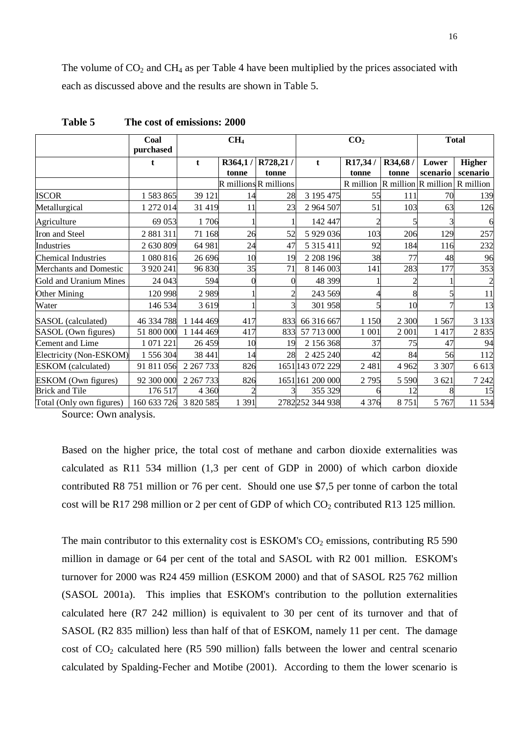The volume of $CO_2$ and $CH_4$ as per Table 4 have been multiplied by the prices associated with each as discussed above and the results are shown in Table 5.

**Table 5 The cost of emissions: 2000**

| | Coal purchased | $CH_4$ | | | $CO_2$ | | | Total | |
|---|---|---|---|---|---|---|---|---|---|
| | t | t | R364,1 / tonne | R728,21 / tonne | t | R17,34 / tonne | R34,68 / tonne | Lower scenario | Higher scenario |
| | | | R millions | R millions | | R million | R million | R million | R million |
| ISCOR | 1 583 865 | 39 121 | 14 | 28 | 3 195 475 | 55 | 111 | 70 | 139 |
| Metallurgical | 1 272 014 | 31 419 | 11 | 23 | 2 964 507 | 51 | 103 | 63 | 126 |
| Agriculture | 69 053 | 1 706 | 1 | 1 | 142 447 | 2 | 5 | 3 | 6 |
| Iron and Steel | 2 881 311 | 71 168 | 26 | 52 | 5 929 036 | 103 | 206 | 129 | 257 |
| Industries | 2 630 809 | 64 981 | 24 | 47 | 5 315 411 | 92 | 184 | 116 | 232 |
| Chemical Industries | 1 080 816 | 26 696 | 10 | 19 | 2 208 196 | 38 | 77 | 48 | 96 |
| Merchants and Domestic | 3 920 241 | 96 830 | 35 | 71 | 8 146 003 | 141 | 283 | 177 | 353 |
| Gold and Uranium Mines | 24 043 | 594 | 0 | 0 | 48 399 | 1 | 2 | 1 | 2 |
| Other Mining | 120 998 | 2 989 | 1 | 2 | 243 569 | 4 | 8 | 5 | 11 |
| Water | 146 534 | 3 619 | 1 | 3 | 301 958 | 5 | 10 | 7 | 13 |
| SASOL (calculated) | 46 334 788 | 1 144 469 | 417 | 833 | 66 316 667 | 1 150 | 2 300 | 1 567 | 3 133 |
| SASOL (Own figures) | 51 800 000 | 1 144 469 | 417 | 833 | 57 713 000 | 1 001 | 2 001 | 1 417 | 2 835 |
| Cement and Lime | 1 071 221 | 26 459 | 10 | 19 | 2 156 368 | 37 | 75 | 47 | 94 |
| Electricity (Non-ESKOM) | 1 556 304 | 38 441 | 14 | 28 | 2 425 240 | 42 | 84 | 56 | 112 |
| ESKOM (calculated) | 91 811 056 | 2 267 733 | 826 | 1651 | 143 072 229 | 2 481 | 4 962 | 3 307 | 6 613 |
| ESKOM (Own figures) | 92 300 000 | 2 267 733 | 826 | 1651 | 161 200 000 | 2 795 | 5 590 | 3 621 | 7 242 |
| Brick and Tile | 176 517 | 4 360 | 2 | 3 | 355 329 | 6 | 12 | 8 | 15 |
| Total (Only own figures) | 160 633 726 | 3 820 585 | 1 391 | 2782 | 252 344 938 | 4 376 | 8 751 | 5 767 | 11 534 |

Source: Own analysis.

Based on the higher price, the total cost of methane and carbon dioxide externalities was calculated as R11 534 million (1,3 per cent of GDP in 2000) of which carbon dioxide contributed R8 751 million or 76 per cent. Should one use $7,5 per tonne of carbon the total cost will be R17 298 million or 2 per cent of GDP of which $CO_2$ contributed R13 125 million.

The main contributor to this externality cost is ESKOM's $CO_2$ emissions, contributing R5 590 million in damage or 64 per cent of the total and SASOL with R2 001 million. ESKOM's turnover for 2000 was R24 459 million (ESKOM 2000) and that of SASOL R25 762 million (SASOL 2001a). This implies that ESKOM's contribution to the pollution externalities calculated here (R7 242 million) is equivalent to 30 per cent of its turnover and that of SASOL (R2 835 million) less than half of that of ESKOM, namely 11 per cent. The damage cost of $CO_2$ calculated here (R5 590 million) falls between the lower and central scenario calculated by Spalding-Fecher and Motibe (2001). According to them the lower scenario is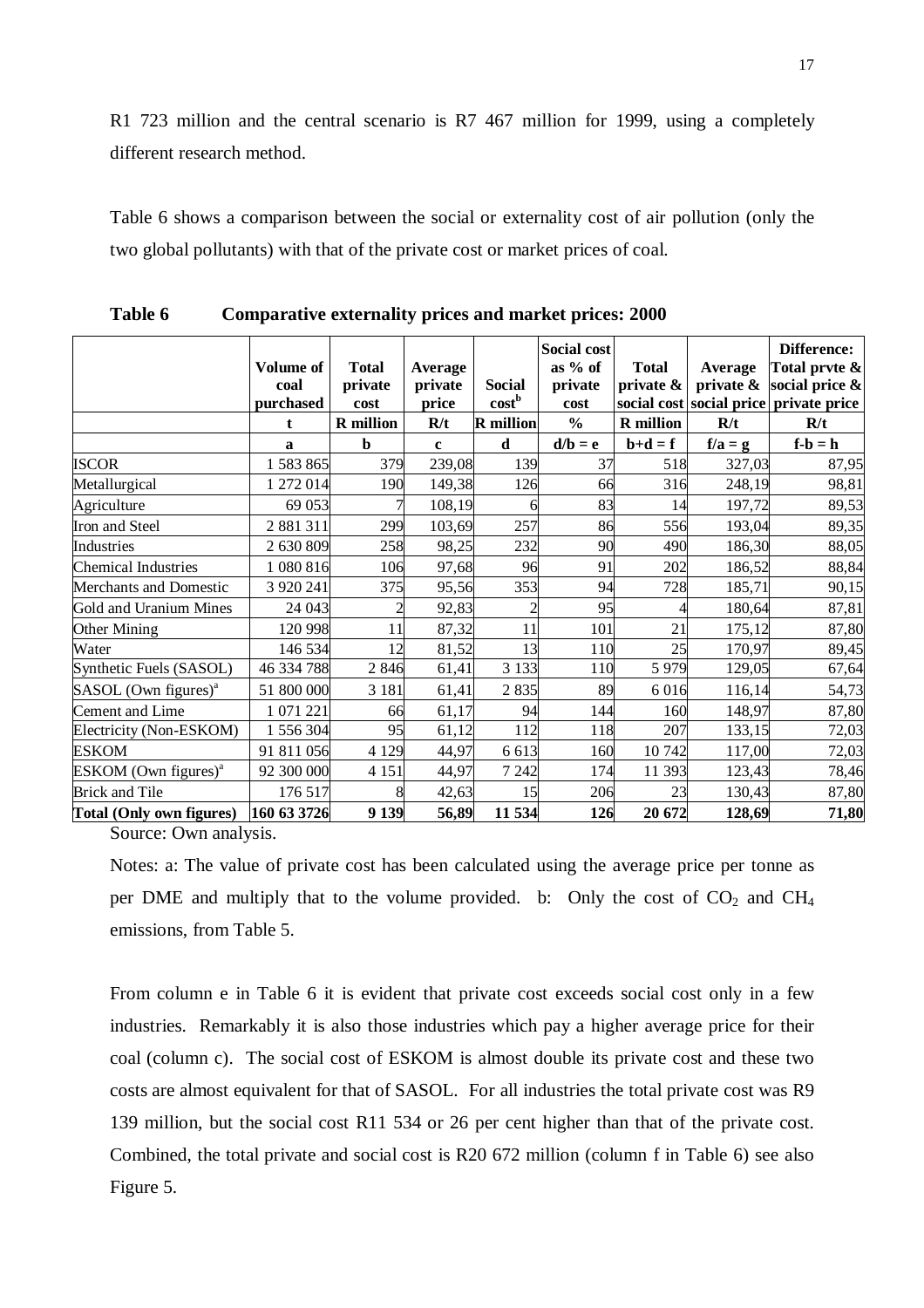R1 723 million and the central scenario is R7 467 million for 1999, using a completely different research method.

Table 6 shows a comparison between the social or externality cost of air pollution (only the two global pollutants) with that of the private cost or market prices of coal.

**Table 6 Comparative externality prices and market prices: 2000**

| | Volume of coal purchased | Total private cost | Average private price | Social cost[b] | Social cost as % of private cost | Total private & social cost | Average private & social price | Difference: Total prvte & social price & private price |
|---|---|---|---|---|---|---|---|---|
| | t | R million | R/t | R million | % | R million | R/t | R/t |
| | a | b | c | d | d/b = e | b+d = f | f/a = g | f-b = h |
| ISCOR | 1 583 865 | 379 | 239,08 | 139 | 37 | 518 | 327,03 | 87,95 |
| Metallurgical | 1 272 014 | 190 | 149,38 | 126 | 66 | 316 | 248,19 | 98,81 |
| Agriculture | 69 053 | 7 | 108,19 | 6 | 83 | 14 | 197,72 | 89,53 |
| Iron and Steel | 2 881 311 | 299 | 103,69 | 257 | 86 | 556 | 193,04 | 89,35 |
| Industries | 2 630 809 | 258 | 98,25 | 232 | 90 | 490 | 186,30 | 88,05 |
| Chemical Industries | 1 080 816 | 106 | 97,68 | 96 | 91 | 202 | 186,52 | 88,84 |
| Merchants and Domestic | 3 920 241 | 375 | 95,56 | 353 | 94 | 728 | 185,71 | 90,15 |
| Gold and Uranium Mines | 24 043 | 2 | 92,83 | 2 | 95 | 4 | 180,64 | 87,81 |
| Other Mining | 120 998 | 11 | 87,32 | 11 | 101 | 21 | 175,12 | 87,80 |
| Water | 146 534 | 12 | 81,52 | 13 | 110 | 25 | 170,97 | 89,45 |
| Synthetic Fuels (SASOL) | 46 334 788 | 2 846 | 61,41 | 3 133 | 110 | 5 979 | 129,05 | 67,64 |
| SASOL (Own figures)[a] | 51 800 000 | 3 181 | 61,41 | 2 835 | 89 | 6 016 | 116,14 | 54,73 |
| Cement and Lime | 1 071 221 | 66 | 61,17 | 94 | 144 | 160 | 148,97 | 87,80 |
| Electricity (Non-ESKOM) | 1 556 304 | 95 | 61,12 | 112 | 118 | 207 | 133,15 | 72,03 |
| ESKOM | 91 811 056 | 4 129 | 44,97 | 6 613 | 160 | 10 742 | 117,00 | 72,03 |
| ESKOM (Own figures)[a] | 92 300 000 | 4 151 | 44,97 | 7 242 | 174 | 11 393 | 123,43 | 78,46 |
| Brick and Tile | 176 517 | 8 | 42,63 | 15 | 206 | 23 | 130,43 | 87,80 |
| **Total (Only own figures)** | **160 63 3726** | **9 139** | **56,89** | **11 534** | **126** | **20 672** | **128,69** | **71,80** |

Source: Own analysis.

Notes: a: The value of private cost has been calculated using the average price per tonne as per DME and multiply that to the volume provided. b: Only the cost of $CO_2$ and $CH_4$ emissions, from Table 5.

From column e in Table 6 it is evident that private cost exceeds social cost only in a few industries. Remarkably it is also those industries which pay a higher average price for their coal (column c). The social cost of ESKOM is almost double its private cost and these two costs are almost equivalent for that of SASOL. For all industries the total private cost was R9 139 million, but the social cost R11 534 or 26 per cent higher than that of the private cost. Combined, the total private and social cost is R20 672 million (column f in Table 6) see also Figure 5.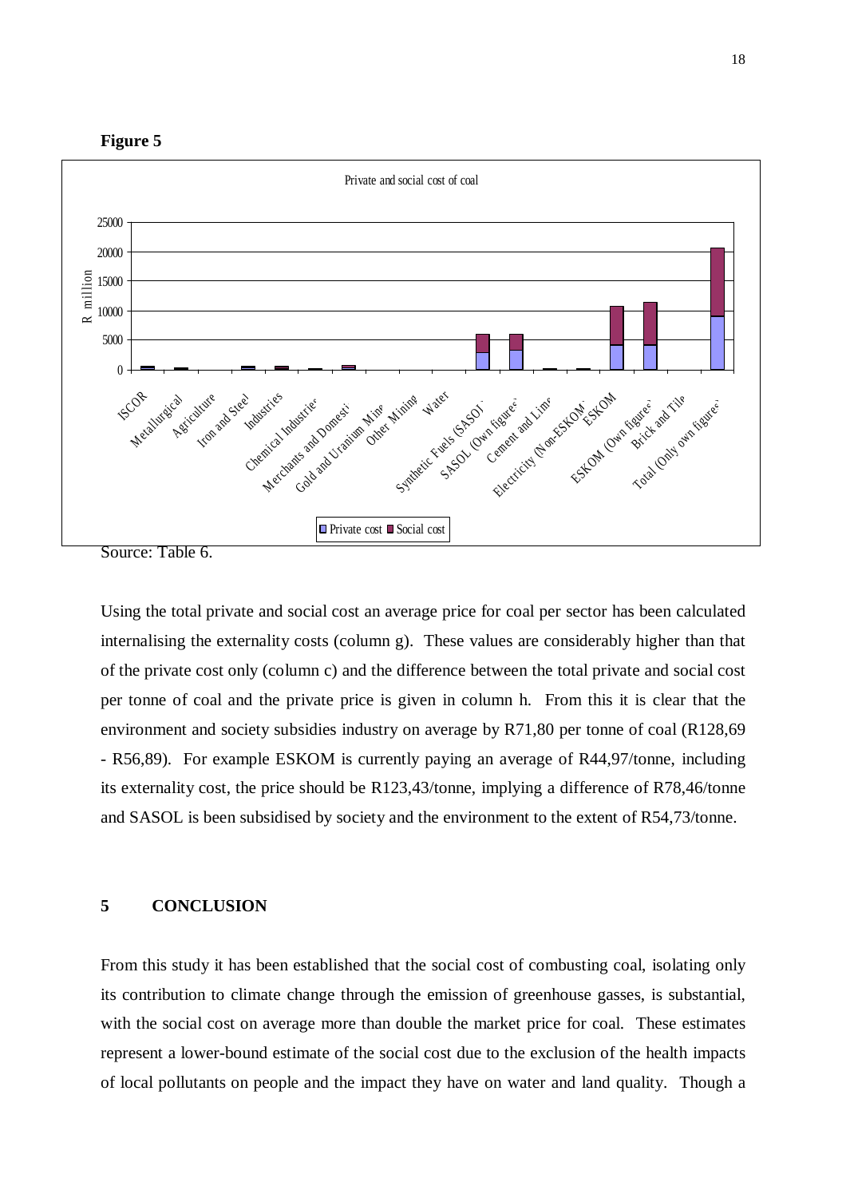**Figure 5**

Source: Table 6.

Using the total private and social cost an average price for coal per sector has been calculated internalising the externality costs (column g). These values are considerably higher than that of the private cost only (column c) and the difference between the total private and social cost per tonne of coal and the private price is given in column h. From this it is clear that the environment and society subsidies industry on average by R71,80 per tonne of coal (R128,69 - R56,89). For example ESKOM is currently paying an average of R44,97/tonne, including its externality cost, the price should be R123,43/tonne, implying a difference of R78,46/tonne and SASOL is been subsidised by society and the environment to the extent of R54,73/tonne.

## 5 CONCLUSION

From this study it has been established that the social cost of combusting coal, isolating only its contribution to climate change through the emission of greenhouse gasses, is substantial, with the social cost on average more than double the market price for coal. These estimates represent a lower-bound estimate of the social cost due to the exclusion of the health impacts of local pollutants on people and the impact they have on water and land quality. Though a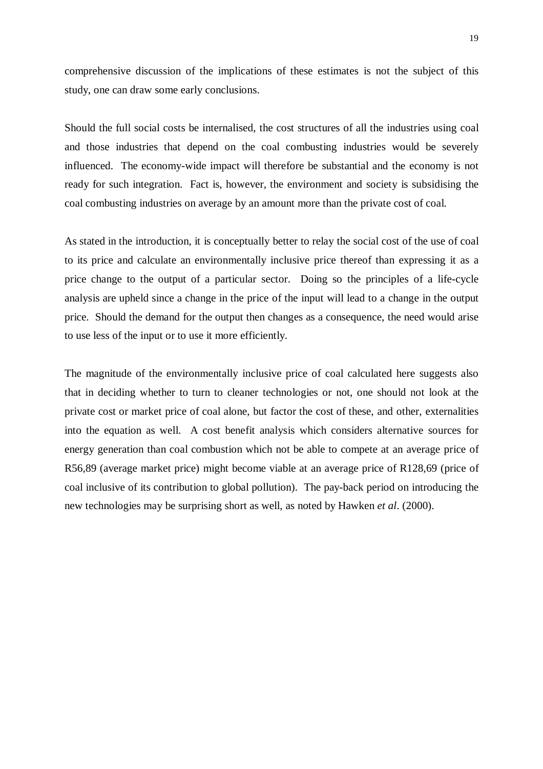comprehensive discussion of the implications of these estimates is not the subject of this study, one can draw some early conclusions.

Should the full social costs be internalised, the cost structures of all the industries using coal and those industries that depend on the coal combusting industries would be severely influenced. The economy-wide impact will therefore be substantial and the economy is not ready for such integration. Fact is, however, the environment and society is subsidising the coal combusting industries on average by an amount more than the private cost of coal.

As stated in the introduction, it is conceptually better to relay the social cost of the use of coal to its price and calculate an environmentally inclusive price thereof than expressing it as a price change to the output of a particular sector. Doing so the principles of a life-cycle analysis are upheld since a change in the price of the input will lead to a change in the output price. Should the demand for the output then changes as a consequence, the need would arise to use less of the input or to use it more efficiently.

The magnitude of the environmentally inclusive price of coal calculated here suggests also that in deciding whether to turn to cleaner technologies or not, one should not look at the private cost or market price of coal alone, but factor the cost of these, and other, externalities into the equation as well. A cost benefit analysis which considers alternative sources for energy generation than coal combustion which not be able to compete at an average price of R56,89 (average market price) might become viable at an average price of R128,69 (price of coal inclusive of its contribution to global pollution). The pay-back period on introducing the new technologies may be surprising short as well, as noted by Hawken *et al*. (2000).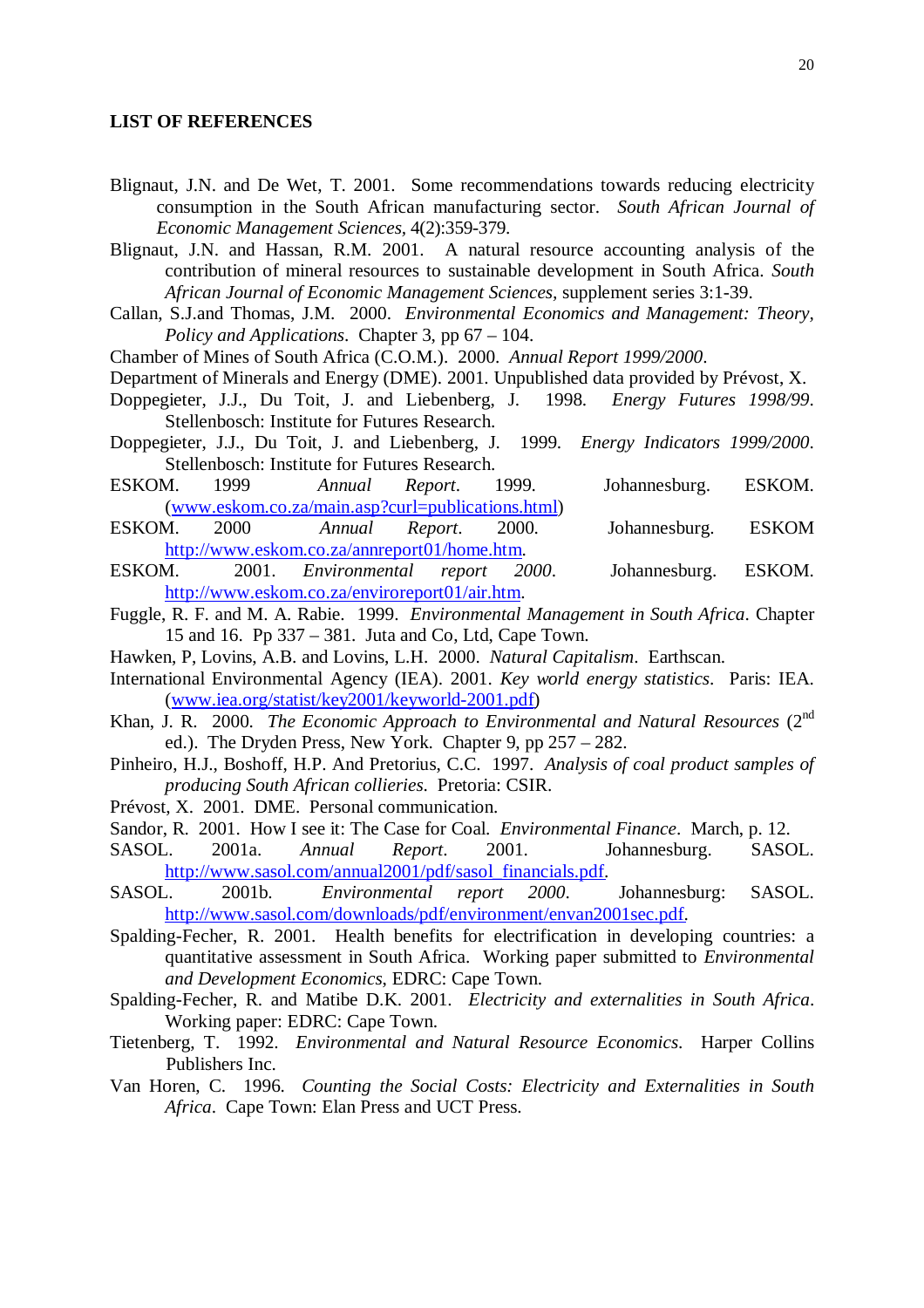**LIST OF REFERENCES**

Blignaut, J.N. and De Wet, T. 2001. Some recommendations towards reducing electricity consumption in the South African manufacturing sector. *South African Journal of Economic Management Sciences*, 4(2):359-379.

Blignaut, J.N. and Hassan, R.M. 2001. A natural resource accounting analysis of the contribution of mineral resources to sustainable development in South Africa. *South African Journal of Economic Management Sciences*, supplement series 3:1-39.

Callan, S.J.and Thomas, J.M. 2000. *Environmental Economics and Management: Theory, Policy and Applications*. Chapter 3, pp 67 – 104.

Chamber of Mines of South Africa (C.O.M.). 2000. *Annual Report 1999/2000*.

Department of Minerals and Energy (DME). 2001. Unpublished data provided by Prévost, X.

Doppegieter, J.J., Du Toit, J. and Liebenberg, J. 1998. *Energy Futures 1998/99*. Stellenbosch: Institute for Futures Research.

Doppegieter, J.J., Du Toit, J. and Liebenberg, J. 1999. *Energy Indicators 1999/2000*. Stellenbosch: Institute for Futures Research.

ESKOM. 1999 *Annual Report*. 1999. Johannesburg. ESKOM. (www.eskom.co.za/main.asp?curl=publications.html)

ESKOM. 2000 *Annual Report*. 2000. Johannesburg. ESKOM http://www.eskom.co.za/annreport01/home.htm.

ESKOM. 2001. *Environmental report 2000*. Johannesburg. ESKOM. http://www.eskom.co.za/enviroreport01/air.htm.

Fuggle, R. F. and M. A. Rabie. 1999. *Environmental Management in South Africa*. Chapter 15 and 16. Pp 337 – 381. Juta and Co, Ltd, Cape Town.

Hawken, P, Lovins, A.B. and Lovins, L.H. 2000. *Natural Capitalism*. Earthscan.

International Environmental Agency (IEA). 2001. *Key world energy statistics*. Paris: IEA. (www.iea.org/statist/key2001/keyworld-2001.pdf)

Khan, J. R. 2000. *The Economic Approach to Environmental and Natural Resources* (2nd ed.). The Dryden Press, New York. Chapter 9, pp 257 – 282.

Pinheiro, H.J., Boshoff, H.P. And Pretorius, C.C. 1997. *Analysis of coal product samples of producing South African collieries*. Pretoria: CSIR.

Prévost, X. 2001. DME. Personal communication.

Sandor, R. 2001. How I see it: The Case for Coal. *Environmental Finance*. March, p. 12.

SASOL. 2001a. *Annual Report*. 2001. Johannesburg. SASOL. http://www.sasol.com/annual2001/pdf/sasol_financials.pdf.

SASOL. 2001b. *Environmental report 2000*. Johannesburg: SASOL. http://www.sasol.com/downloads/pdf/environment/envan2001sec.pdf.

Spalding-Fecher, R. 2001. Health benefits for electrification in developing countries: a quantitative assessment in South Africa. Working paper submitted to *Environmental and Development Economics*, EDRC: Cape Town.

Spalding-Fecher, R. and Matibe D.K. 2001. *Electricity and externalities in South Africa*. Working paper: EDRC: Cape Town.

Tietenberg, T. 1992. *Environmental and Natural Resource Economics*. Harper Collins Publishers Inc.

Van Horen, C. 1996. *Counting the Social Costs: Electricity and Externalities in South Africa*. Cape Town: Elan Press and UCT Press.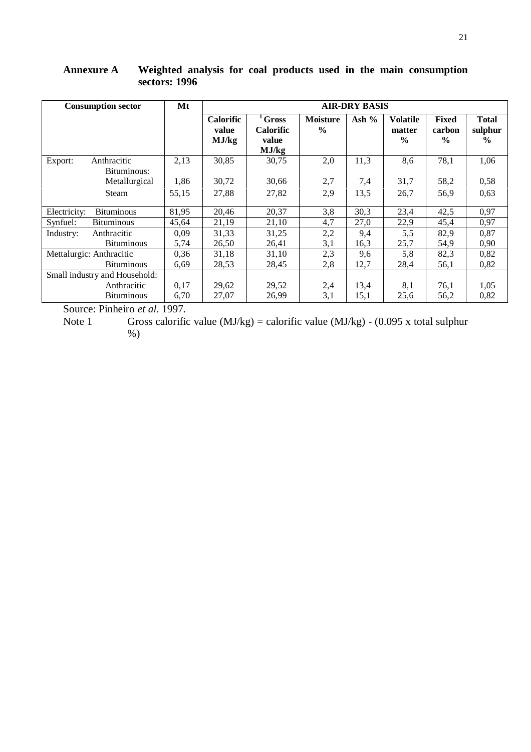**Annexure A Weighted analysis for coal products used in the main consumption sectors: 1996**

| Consumption sector | | Mt | AIR-DRY BASIS | | | | | | |
|---|---|---|---|---|---|---|---|---|---|
| | | | Calorific value MJ/kg | [1] Gross Calorific value MJ/kg | Moisture % | Ash % | Volatile matter % | Fixed carbon % | Total sulphur % |
| Export: | Anthracitic | 2,13 | 30,85 | 30,75 | 2,0 | 11,3 | 8,6 | 78,1 | 1,06 |
| | Bituminous: | | | | | | | | |
| | Metallurgical | 1,86 | 30,72 | 30,66 | 2,7 | 7,4 | 31,7 | 58,2 | 0,58 |
| | Steam | 55,15 | 27,88 | 27,82 | 2,9 | 13,5 | 26,7 | 56,9 | 0,63 |
| Electricity: | Bituminous | 81,95 | 20,46 | 20,37 | 3,8 | 30,3 | 23,4 | 42,5 | 0,97 |
| Synfuel: | Bituminous | 45,64 | 21,19 | 21,10 | 4,7 | 27,0 | 22,9 | 45,4 | 0,97 |
| Industry: | Anthracitic | 0,09 | 31,33 | 31,25 | 2,2 | 9,4 | 5,5 | 82,9 | 0,87 |
| | Bituminous | 5,74 | 26,50 | 26,41 | 3,1 | 16,3 | 25,7 | 54,9 | 0,90 |
| Mettalurgic: | Anthracitic | 0,36 | 31,18 | 31,10 | 2,3 | 9,6 | 5,8 | 82,3 | 0,82 |
| | Bituminous | 6,69 | 28,53 | 28,45 | 2,8 | 12,7 | 28,4 | 56,1 | 0,82 |
| Small industry and Household: | | | | | | | | | |
| | Anthracitic | 0,17 | 29,62 | 29,52 | 2,4 | 13,4 | 8,1 | 76,1 | 1,05 |
| | Bituminous | 6,70 | 27,07 | 26,99 | 3,1 | 15,1 | 25,6 | 56,2 | 0,82 |

Source: Pinheiro *et al.* 1997.

Note 1 Gross calorific value (MJ/kg) = calorific value (MJ/kg) - (0.095 x total sulphur %)